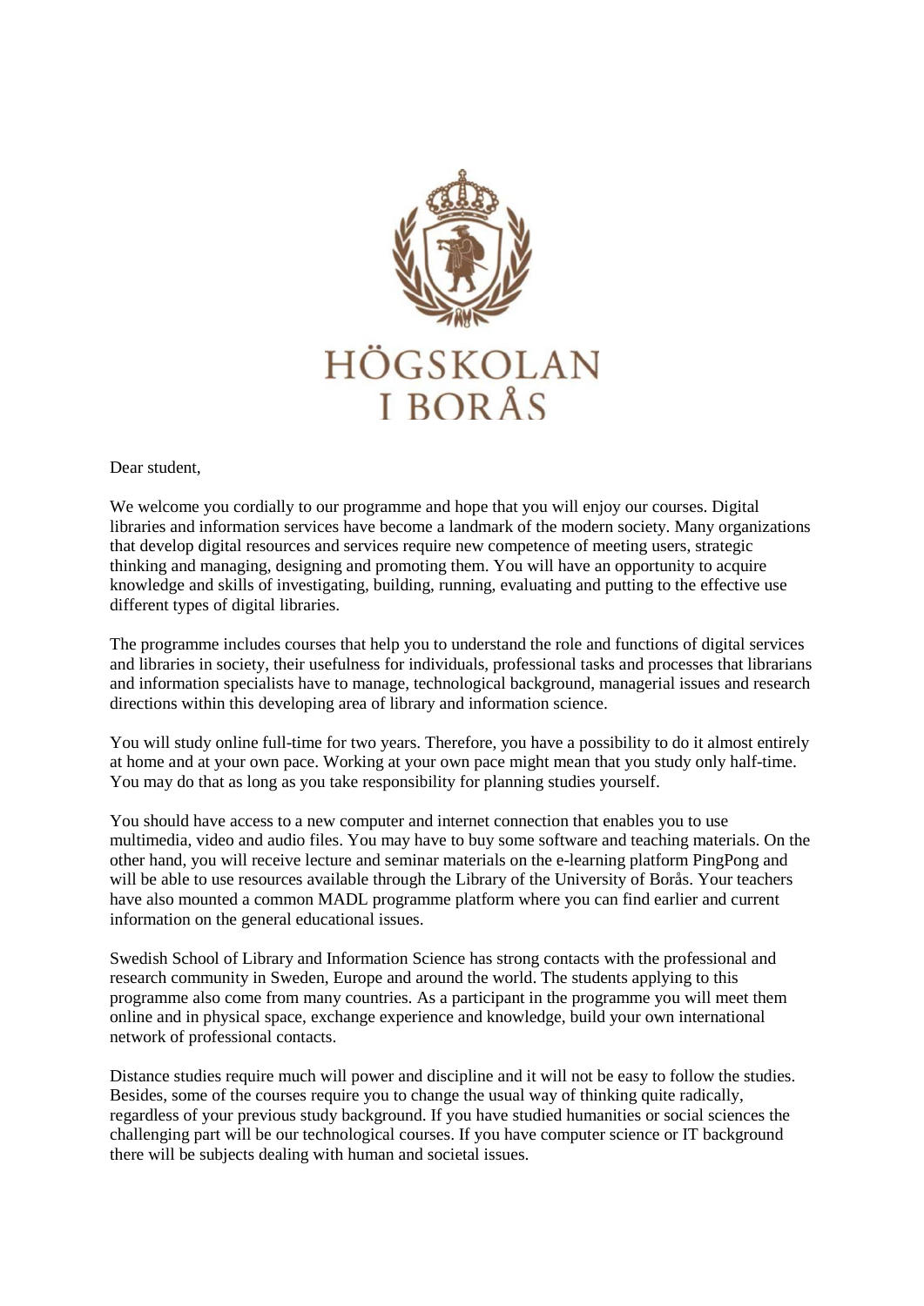HÖGSKOLAN I BORÅS

Dear student,

We welcome you cordially to our programme and hope that you will enjoy our courses. Digital libraries and information services have become a landmark of the modern society. Many organizations that develop digital resources and services require new competence of meeting users, strategic thinking and managing, designing and promoting them. You will have an opportunity to acquire knowledge and skills of investigating, building, running, evaluating and putting to the effective use different types of digital libraries.

The programme includes courses that help you to understand the role and functions of digital services and libraries in society, their usefulness for individuals, professional tasks and processes that librarians and information specialists have to manage, technological background, managerial issues and research directions within this developing area of library and information science.

You will study online full-time for two years. Therefore, you have a possibility to do it almost entirely at home and at your own pace. Working at your own pace might mean that you study only half-time. You may do that as long as you take responsibility for planning studies yourself.

You should have access to a new computer and internet connection that enables you to use multimedia, video and audio files. You may have to buy some software and teaching materials. On the other hand, you will receive lecture and seminar materials on the e-learning platform PingPong and will be able to use resources available through the Library of the University of Borås. Your teachers have also mounted a common MADL programme platform where you can find earlier and current information on the general educational issues.

Swedish School of Library and Information Science has strong contacts with the professional and research community in Sweden, Europe and around the world. The students applying to this programme also come from many countries. As a participant in the programme you will meet them online and in physical space, exchange experience and knowledge, build your own international network of professional contacts.

Distance studies require much will power and discipline and it will not be easy to follow the studies. Besides, some of the courses require you to change the usual way of thinking quite radically, regardless of your previous study background. If you have studied humanities or social sciences the challenging part will be our technological courses. If you have computer science or IT background there will be subjects dealing with human and societal issues.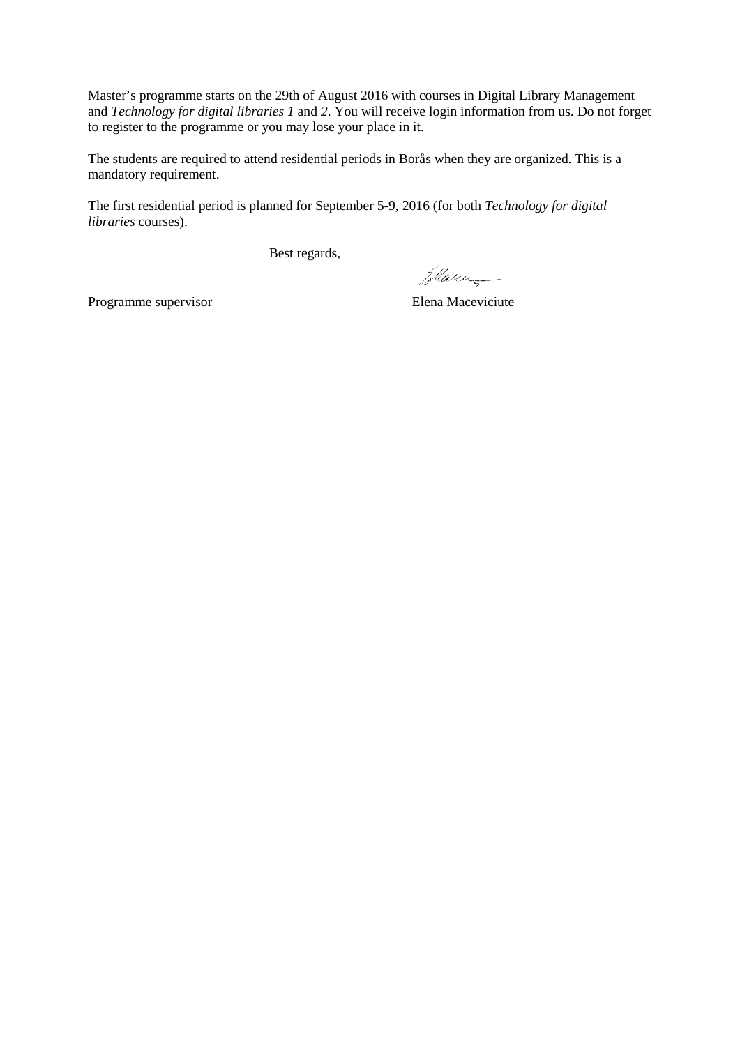Master's programme starts on the 29th of August 2016 with courses in Digital Library Management and *Technology for digital libraries 1* and *2*. You will receive login information from us. Do not forget to register to the programme or you may lose your place in it.

The students are required to attend residential periods in Borås when they are organized. This is a mandatory requirement.

The first residential period is planned for September 5-9, 2016 (for both *Technology for digital libraries* courses).

Best regards,

Programme supervisor Elena Maceviciute